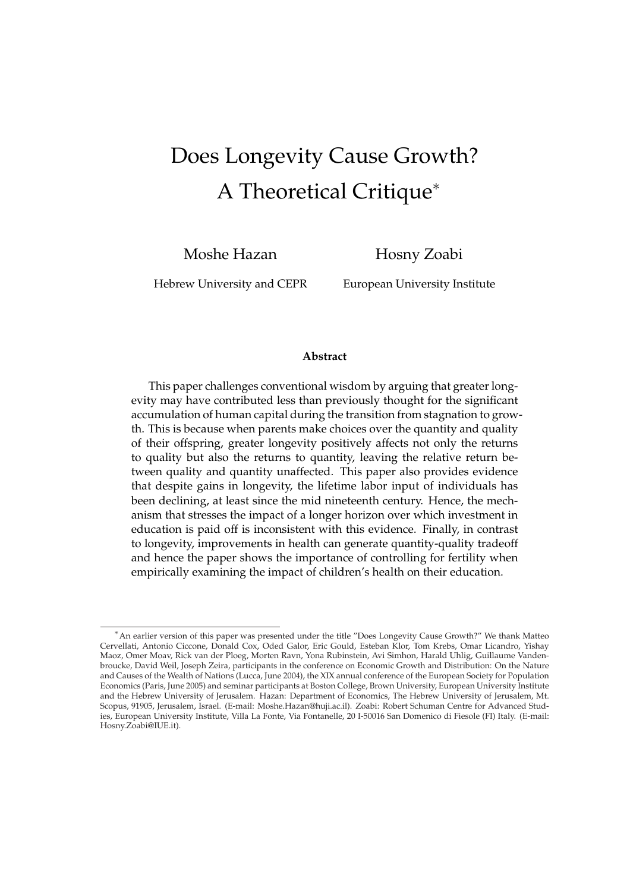# Does Longevity Cause Growth? A Theoretical Critique*

Moshe Hazan
Hebrew University and CEPR

Hosny Zoabi
European University Institute

### Abstract

This paper challenges conventional wisdom by arguing that greater longevity may have contributed less than previously thought for the significant accumulation of human capital during the transition from stagnation to growth. This is because when parents make choices over the quantity and quality of their offspring, greater longevity positively affects not only the returns to quality but also the returns to quantity, leaving the relative return between quality and quantity unaffected. This paper also provides evidence that despite gains in longevity, the lifetime labor input of individuals has been declining, at least since the mid nineteenth century. Hence, the mechanism that stresses the impact of a longer horizon over which investment in education is paid off is inconsistent with this evidence. Finally, in contrast to longevity, improvements in health can generate quantity-quality tradeoff and hence the paper shows the importance of controlling for fertility when empirically examining the impact of children's health on their education.

---

*An earlier version of this paper was presented under the title "Does Longevity Cause Growth?" We thank Matteo Cervellati, Antonio Ciccone, Donald Cox, Oded Galor, Eric Gould, Esteban Klor, Tom Krebs, Omar Licandro, Yishay Maoz, Omer Moav, Rick van der Ploeg, Morten Ravn, Yona Rubinstein, Avi Simhon, Harald Uhlig, Guillaume Vandenbroucke, David Weil, Joseph Zeira, participants in the conference on Economic Growth and Distribution: On the Nature and Causes of the Wealth of Nations (Lucca, June 2004), the XIX annual conference of the European Society for Population Economics (Paris, June 2005) and seminar participants at Boston College, Brown University, European University Institute and the Hebrew University of Jerusalem. Hazan: Department of Economics, The Hebrew University of Jerusalem, Mt. Scopus, 91905, Jerusalem, Israel. (E-mail: Moshe.Hazan@huji.ac.il). Zoabi: Robert Schuman Centre for Advanced Studies, European University Institute, Villa La Fonte, Via Fontanelle, 20 I-50016 San Domenico di Fiesole (FI) Italy. (E-mail: Hosny.Zoabi@IUE.it).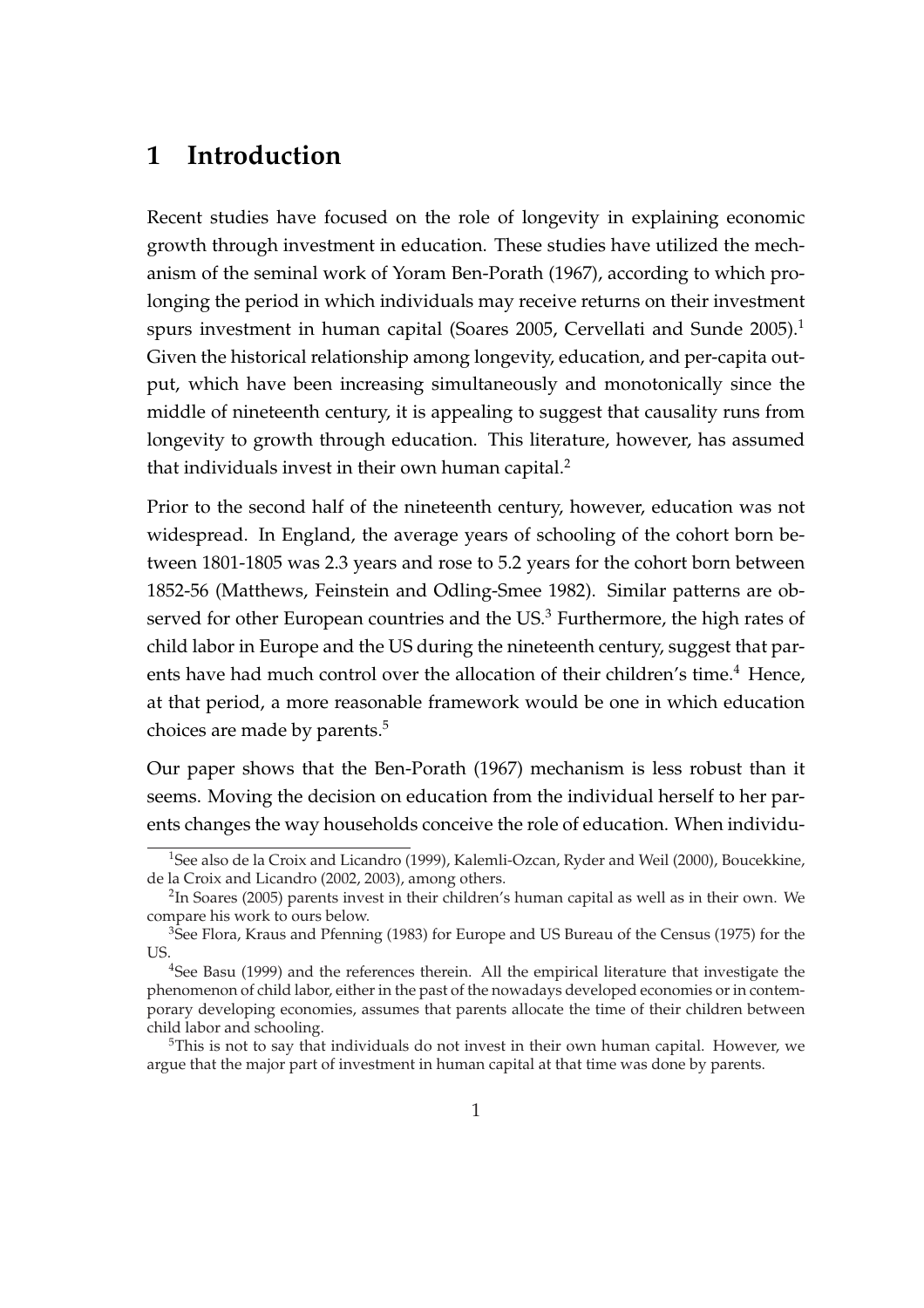# 1 Introduction

Recent studies have focused on the role of longevity in explaining economic growth through investment in education. These studies have utilized the mechanism of the seminal work of Yoram Ben-Porath (1967), according to which prolonging the period in which individuals may receive returns on their investment spurs investment in human capital (Soares 2005, Cervellati and Sunde 2005).[1] Given the historical relationship among longevity, education, and per-capita output, which have been increasing simultaneously and monotonically since the middle of nineteenth century, it is appealing to suggest that causality runs from longevity to growth through education. This literature, however, has assumed that individuals invest in their own human capital.[2]

Prior to the second half of the nineteenth century, however, education was not widespread. In England, the average years of schooling of the cohort born between 1801-1805 was 2.3 years and rose to 5.2 years for the cohort born between 1852-56 (Matthews, Feinstein and Odling-Smee 1982). Similar patterns are observed for other European countries and the US.[3] Furthermore, the high rates of child labor in Europe and the US during the nineteenth century, suggest that parents have had much control over the allocation of their children's time.[4] Hence, at that period, a more reasonable framework would be one in which education choices are made by parents.[5]

Our paper shows that the Ben-Porath (1967) mechanism is less robust than it seems. Moving the decision on education from the individual herself to her parents changes the way households conceive the role of education. When individu-

[1] See also de la Croix and Licandro (1999), Kalemli-Ozcan, Ryder and Weil (2000), Boucekkine, de la Croix and Licandro (2002, 2003), among others.

[2] In Soares (2005) parents invest in their children's human capital as well as in their own. We compare his work to ours below.

[3] See Flora, Kraus and Pfenning (1983) for Europe and US Bureau of the Census (1975) for the US.

[4] See Basu (1999) and the references therein. All the empirical literature that investigate the phenomenon of child labor, either in the past of the nowadays developed economies or in contemporary developing economies, assumes that parents allocate the time of their children between child labor and schooling.

[5] This is not to say that individuals do not invest in their own human capital. However, we argue that the major part of investment in human capital at that time was done by parents.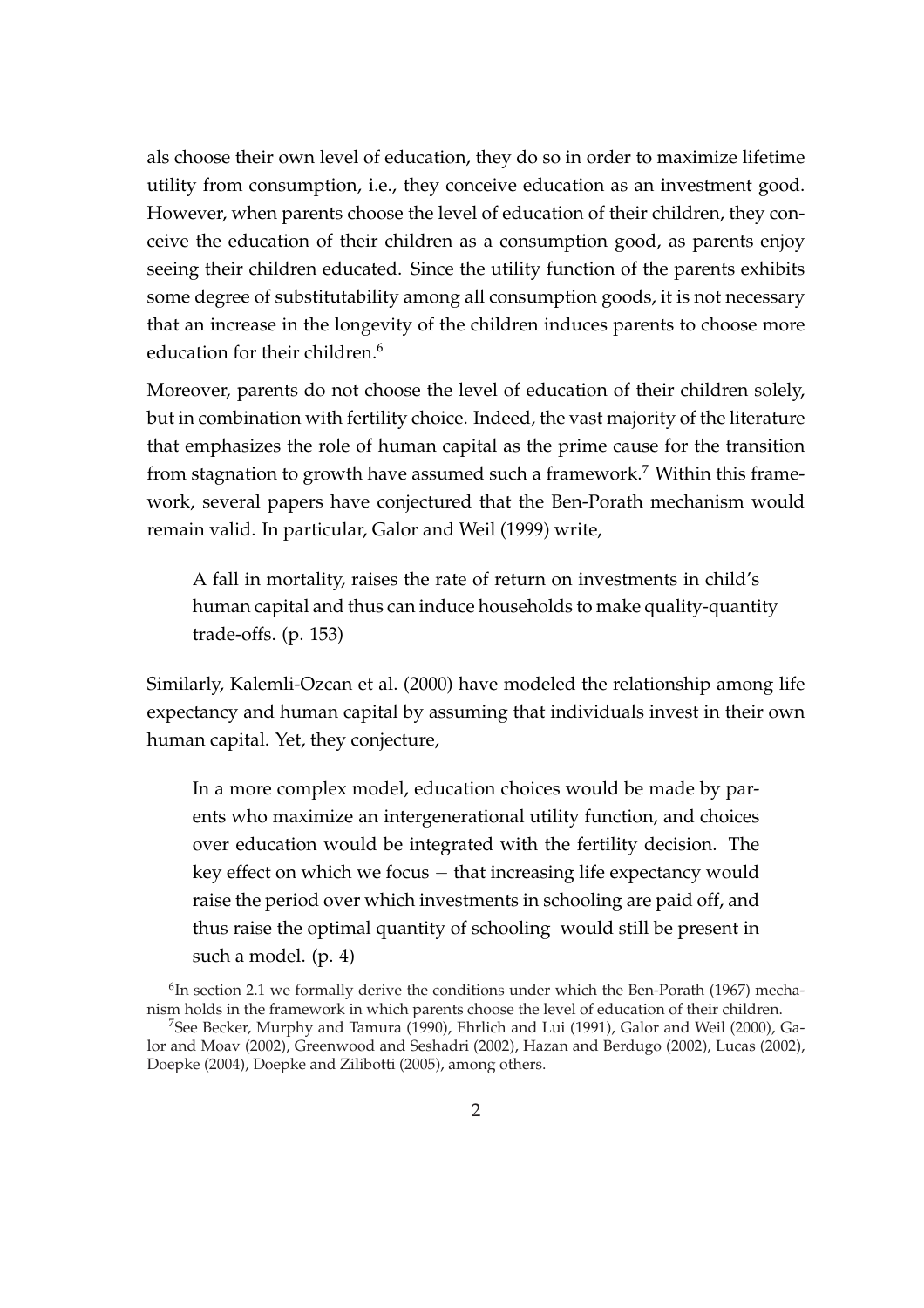als choose their own level of education, they do so in order to maximize lifetime utility from consumption, i.e., they conceive education as an investment good. However, when parents choose the level of education of their children, they conceive the education of their children as a consumption good, as parents enjoy seeing their children educated. Since the utility function of the parents exhibits some degree of substitutability among all consumption goods, it is not necessary that an increase in the longevity of the children induces parents to choose more education for their children.[6]

Moreover, parents do not choose the level of education of their children solely, but in combination with fertility choice. Indeed, the vast majority of the literature that emphasizes the role of human capital as the prime cause for the transition from stagnation to growth have assumed such a framework.[7] Within this framework, several papers have conjectured that the Ben-Porath mechanism would remain valid. In particular, Galor and Weil (1999) write,

> A fall in mortality, raises the rate of return on investments in child's human capital and thus can induce households to make quality-quantity trade-offs. (p. 153)

Similarly, Kalemli-Ozcan et al. (2000) have modeled the relationship among life expectancy and human capital by assuming that individuals invest in their own human capital. Yet, they conjecture,

> In a more complex model, education choices would be made by parents who maximize an intergenerational utility function, and choices over education would be integrated with the fertility decision. The key effect on which we focus − that increasing life expectancy would raise the period over which investments in schooling are paid off, and thus raise the optimal quantity of schooling would still be present in such a model. (p. 4)

[6] In section 2.1 we formally derive the conditions under which the Ben-Porath (1967) mechanism holds in the framework in which parents choose the level of education of their children.

[7] See Becker, Murphy and Tamura (1990), Ehrlich and Lui (1991), Galor and Weil (2000), Galor and Moav (2002), Greenwood and Seshadri (2002), Hazan and Berdugo (2002), Lucas (2002), Doepke (2004), Doepke and Zilibotti (2005), among others.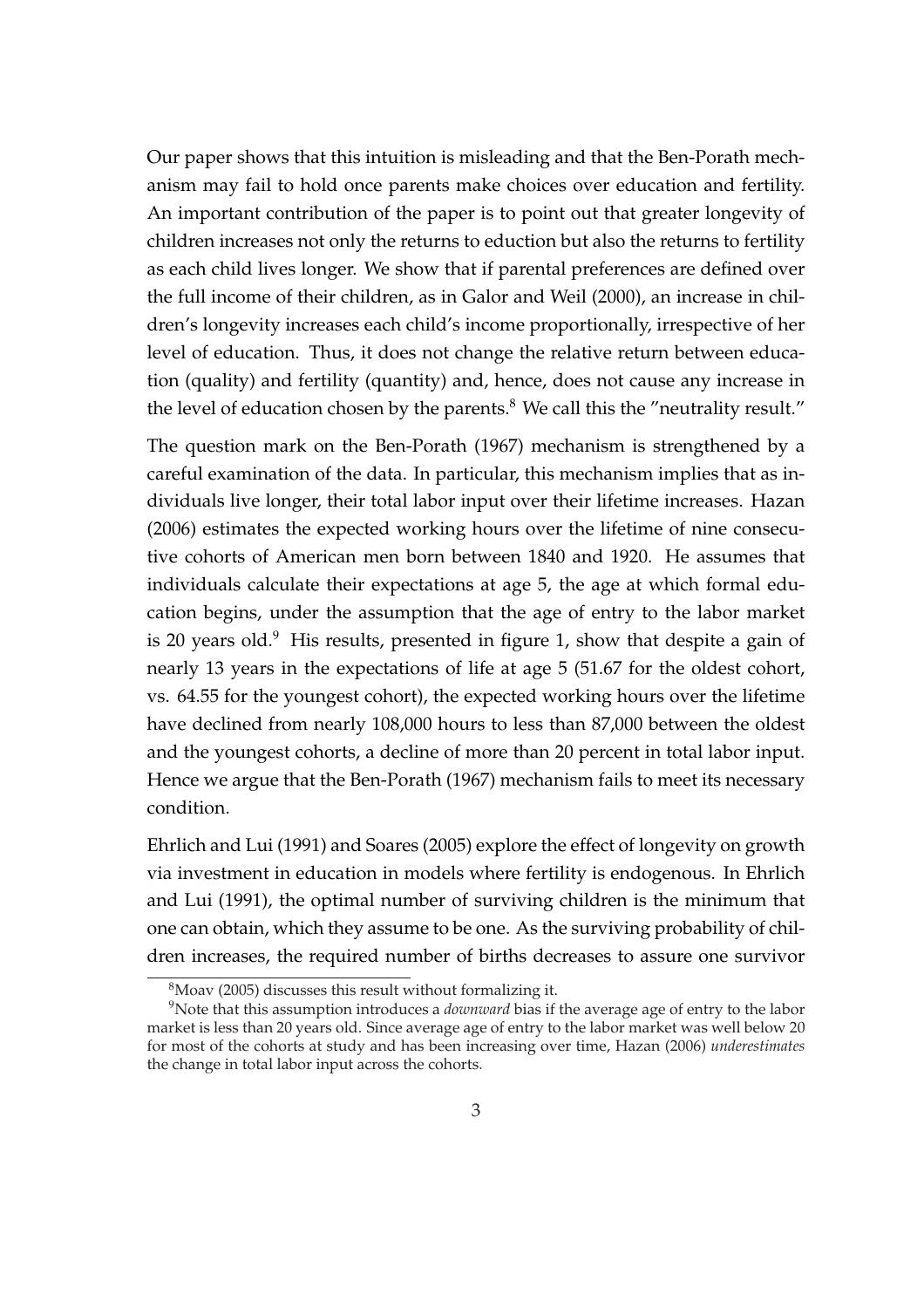Our paper shows that this intuition is misleading and that the Ben-Porath mechanism may fail to hold once parents make choices over education and fertility. An important contribution of the paper is to point out that greater longevity of children increases not only the returns to eduction but also the returns to fertility as each child lives longer. We show that if parental preferences are defined over the full income of their children, as in Galor and Weil (2000), an increase in children's longevity increases each child's income proportionally, irrespective of her level of education. Thus, it does not change the relative return between education (quality) and fertility (quantity) and, hence, does not cause any increase in the level of education chosen by the parents.[8] We call this the "neutrality result."

The question mark on the Ben-Porath (1967) mechanism is strengthened by a careful examination of the data. In particular, this mechanism implies that as individuals live longer, their total labor input over their lifetime increases. Hazan (2006) estimates the expected working hours over the lifetime of nine consecutive cohorts of American men born between 1840 and 1920. He assumes that individuals calculate their expectations at age 5, the age at which formal education begins, under the assumption that the age of entry to the labor market is 20 years old.[9] His results, presented in figure 1, show that despite a gain of nearly 13 years in the expectations of life at age 5 (51.67 for the oldest cohort, vs. 64.55 for the youngest cohort), the expected working hours over the lifetime have declined from nearly 108,000 hours to less than 87,000 between the oldest and the youngest cohorts, a decline of more than 20 percent in total labor input. Hence we argue that the Ben-Porath (1967) mechanism fails to meet its necessary condition.

Ehrlich and Lui (1991) and Soares (2005) explore the effect of longevity on growth via investment in education in models where fertility is endogenous. In Ehrlich and Lui (1991), the optimal number of surviving children is the minimum that one can obtain, which they assume to be one. As the surviving probability of children increases, the required number of births decreases to assure one survivor

[8] Moav (2005) discusses this result without formalizing it.

[9] Note that this assumption introduces a *downward* bias if the average age of entry to the labor market is less than 20 years old. Since average age of entry to the labor market was well below 20 for most of the cohorts at study and has been increasing over time, Hazan (2006) *underestimates* the change in total labor input across the cohorts.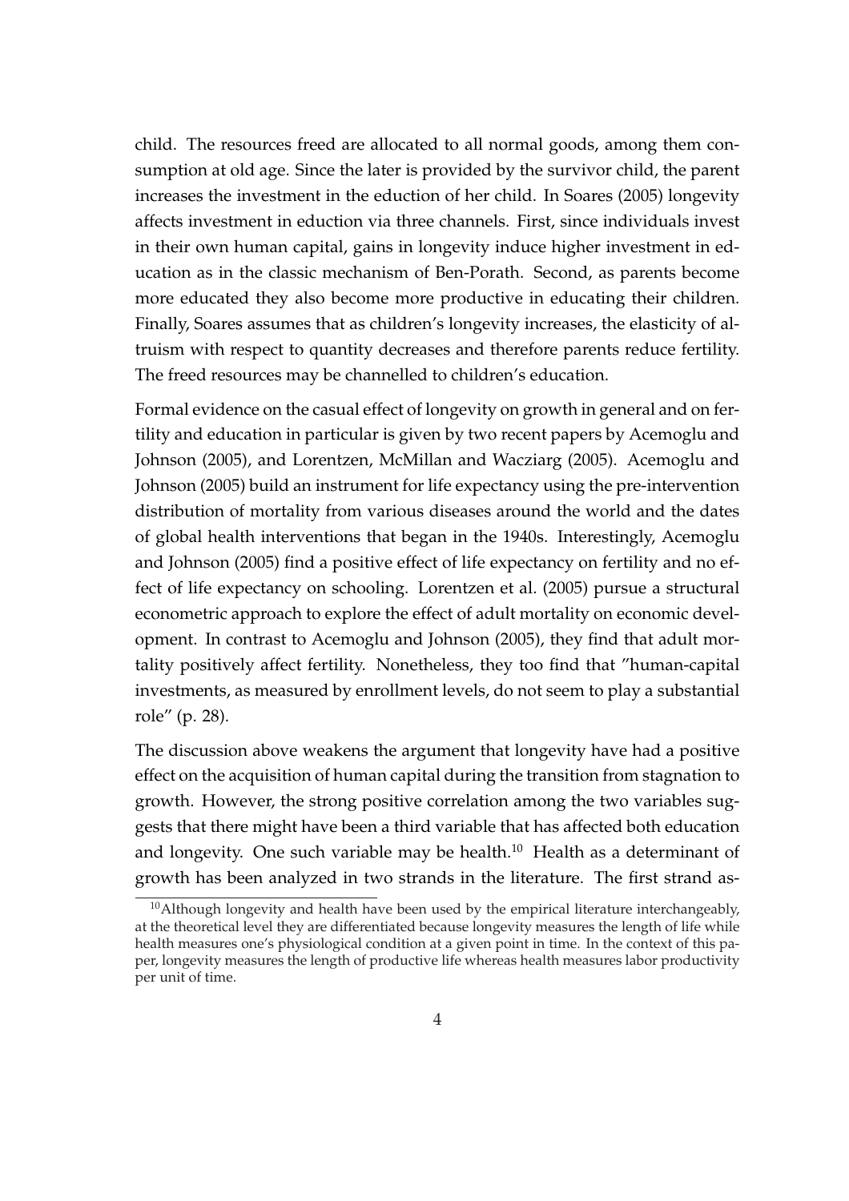child. The resources freed are allocated to all normal goods, among them consumption at old age. Since the later is provided by the survivor child, the parent increases the investment in the eduction of her child. In Soares (2005) longevity affects investment in eduction via three channels. First, since individuals invest in their own human capital, gains in longevity induce higher investment in education as in the classic mechanism of Ben-Porath. Second, as parents become more educated they also become more productive in educating their children. Finally, Soares assumes that as children's longevity increases, the elasticity of altruism with respect to quantity decreases and therefore parents reduce fertility. The freed resources may be channelled to children's education.

Formal evidence on the casual effect of longevity on growth in general and on fertility and education in particular is given by two recent papers by Acemoglu and Johnson (2005), and Lorentzen, McMillan and Wacziarg (2005). Acemoglu and Johnson (2005) build an instrument for life expectancy using the pre-intervention distribution of mortality from various diseases around the world and the dates of global health interventions that began in the 1940s. Interestingly, Acemoglu and Johnson (2005) find a positive effect of life expectancy on fertility and no effect of life expectancy on schooling. Lorentzen et al. (2005) pursue a structural econometric approach to explore the effect of adult mortality on economic development. In contrast to Acemoglu and Johnson (2005), they find that adult mortality positively affect fertility. Nonetheless, they too find that "human-capital investments, as measured by enrollment levels, do not seem to play a substantial role" (p. 28).

The discussion above weakens the argument that longevity have had a positive effect on the acquisition of human capital during the transition from stagnation to growth. However, the strong positive correlation among the two variables suggests that there might have been a third variable that has affected both education and longevity. One such variable may be health.[10] Health as a determinant of growth has been analyzed in two strands in the literature. The first strand as-

[10] Although longevity and health have been used by the empirical literature interchangeably, at the theoretical level they are differentiated because longevity measures the length of life while health measures one's physiological condition at a given point in time. In the context of this paper, longevity measures the length of productive life whereas health measures labor productivity per unit of time.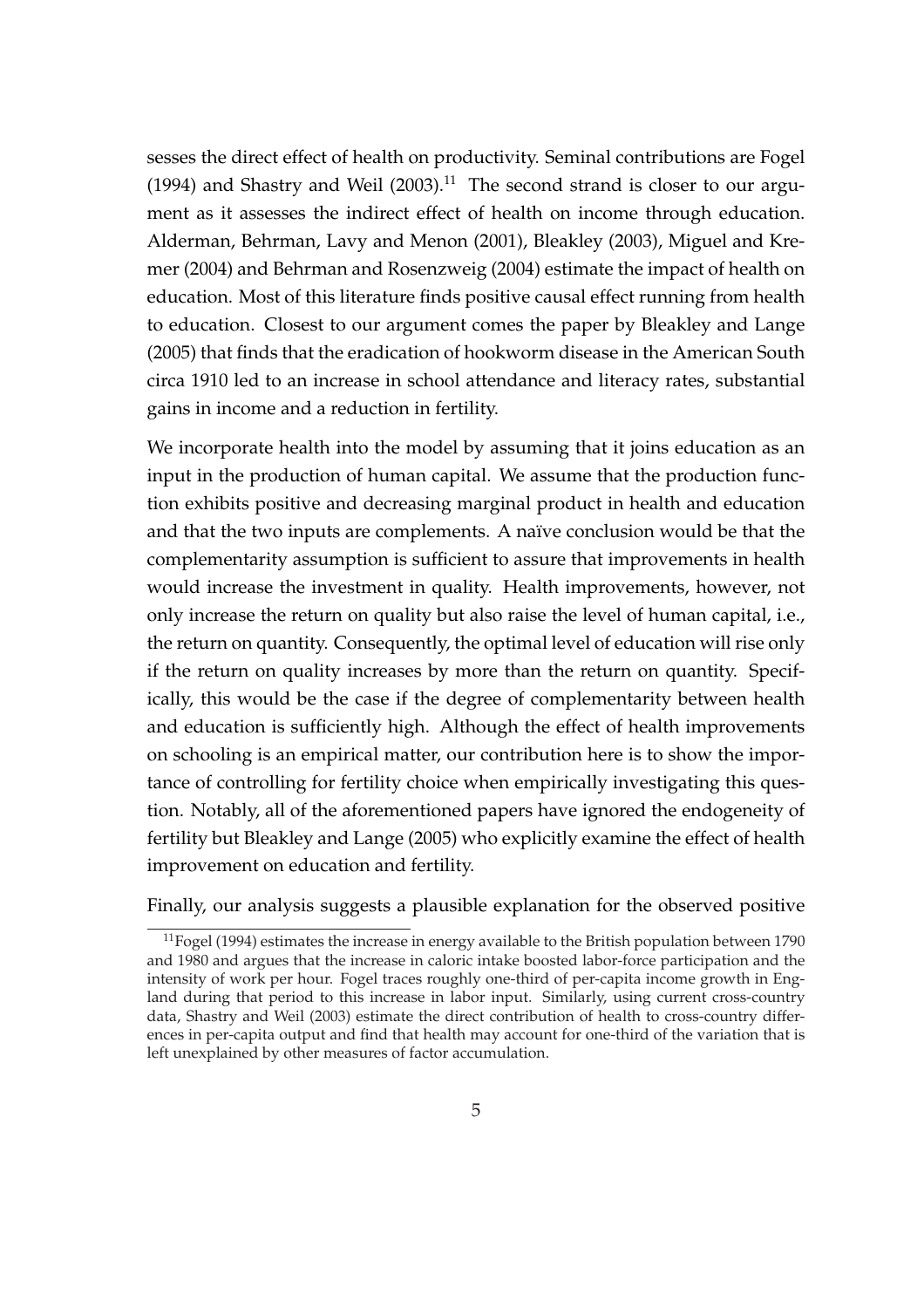sesses the direct effect of health on productivity. Seminal contributions are Fogel (1994) and Shastry and Weil (2003).[11] The second strand is closer to our argument as it assesses the indirect effect of health on income through education. Alderman, Behrman, Lavy and Menon (2001), Bleakley (2003), Miguel and Kremer (2004) and Behrman and Rosenzweig (2004) estimate the impact of health on education. Most of this literature finds positive causal effect running from health to education. Closest to our argument comes the paper by Bleakley and Lange (2005) that finds that the eradication of hookworm disease in the American South circa 1910 led to an increase in school attendance and literacy rates, substantial gains in income and a reduction in fertility.

We incorporate health into the model by assuming that it joins education as an input in the production of human capital. We assume that the production function exhibits positive and decreasing marginal product in health and education and that the two inputs are complements. A naïve conclusion would be that the complementarity assumption is sufficient to assure that improvements in health would increase the investment in quality. Health improvements, however, not only increase the return on quality but also raise the level of human capital, i.e., the return on quantity. Consequently, the optimal level of education will rise only if the return on quality increases by more than the return on quantity. Specifically, this would be the case if the degree of complementarity between health and education is sufficiently high. Although the effect of health improvements on schooling is an empirical matter, our contribution here is to show the importance of controlling for fertility choice when empirically investigating this question. Notably, all of the aforementioned papers have ignored the endogeneity of fertility but Bleakley and Lange (2005) who explicitly examine the effect of health improvement on education and fertility.

Finally, our analysis suggests a plausible explanation for the observed positive

[11] Fogel (1994) estimates the increase in energy available to the British population between 1790 and 1980 and argues that the increase in caloric intake boosted labor-force participation and the intensity of work per hour. Fogel traces roughly one-third of per-capita income growth in England during that period to this increase in labor input. Similarly, using current cross-country data, Shastry and Weil (2003) estimate the direct contribution of health to cross-country differences in per-capita output and find that health may account for one-third of the variation that is left unexplained by other measures of factor accumulation.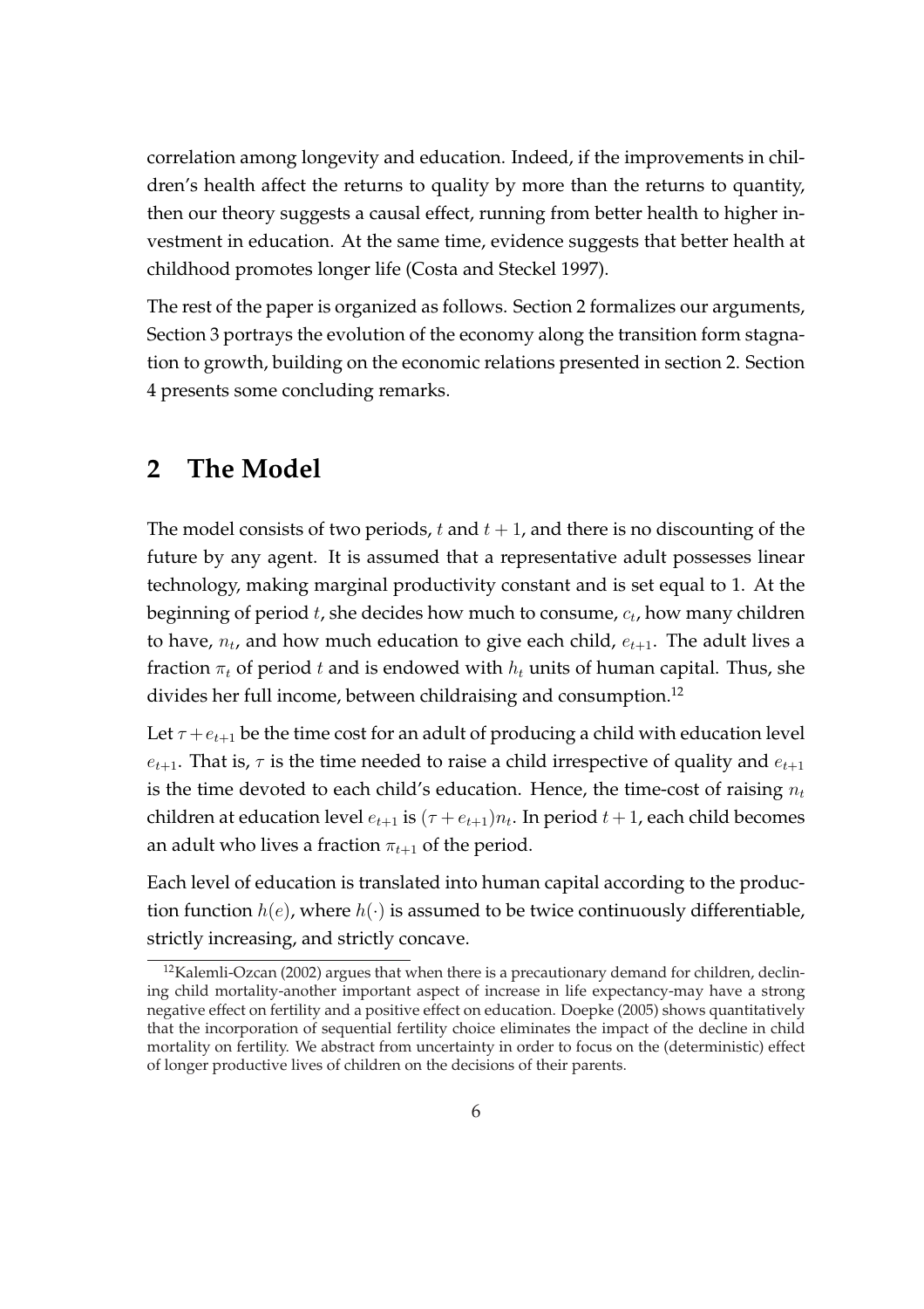correlation among longevity and education. Indeed, if the improvements in children's health affect the returns to quality by more than the returns to quantity, then our theory suggests a causal effect, running from better health to higher investment in education. At the same time, evidence suggests that better health at childhood promotes longer life (Costa and Steckel 1997).

The rest of the paper is organized as follows. Section 2 formalizes our arguments, Section 3 portrays the evolution of the economy along the transition form stagnation to growth, building on the economic relations presented in section 2. Section 4 presents some concluding remarks.

## 2 The Model

The model consists of two periods, $t$ and $t+1$, and there is no discounting of the future by any agent. It is assumed that a representative adult possesses linear technology, making marginal productivity constant and is set equal to 1. At the beginning of period $t$, she decides how much to consume, $c_t$, how many children to have, $n_t$, and how much education to give each child, $e_{t+1}$. The adult lives a fraction $\pi_t$ of period $t$ and is endowed with $h_t$ units of human capital. Thus, she divides her full income, between childraising and consumption.[12]

Let $\tau + e_{t+1}$ be the time cost for an adult of producing a child with education level $e_{t+1}$. That is, $\tau$ is the time needed to raise a child irrespective of quality and $e_{t+1}$ is the time devoted to each child's education. Hence, the time-cost of raising $n_t$ children at education level $e_{t+1}$ is $(\tau + e_{t+1})n_t$. In period $t+1$, each child becomes an adult who lives a fraction $\pi_{t+1}$ of the period.

Each level of education is translated into human capital according to the production function $h(e)$, where $h(\cdot)$ is assumed to be twice continuously differentiable, strictly increasing, and strictly concave.

[12] Kalemli-Ozcan (2002) argues that when there is a precautionary demand for children, declining child mortality-another important aspect of increase in life expectancy-may have a strong negative effect on fertility and a positive effect on education. Doepke (2005) shows quantitatively that the incorporation of sequential fertility choice eliminates the impact of the decline in child mortality on fertility. We abstract from uncertainty in order to focus on the (deterministic) effect of longer productive lives of children on the decisions of their parents.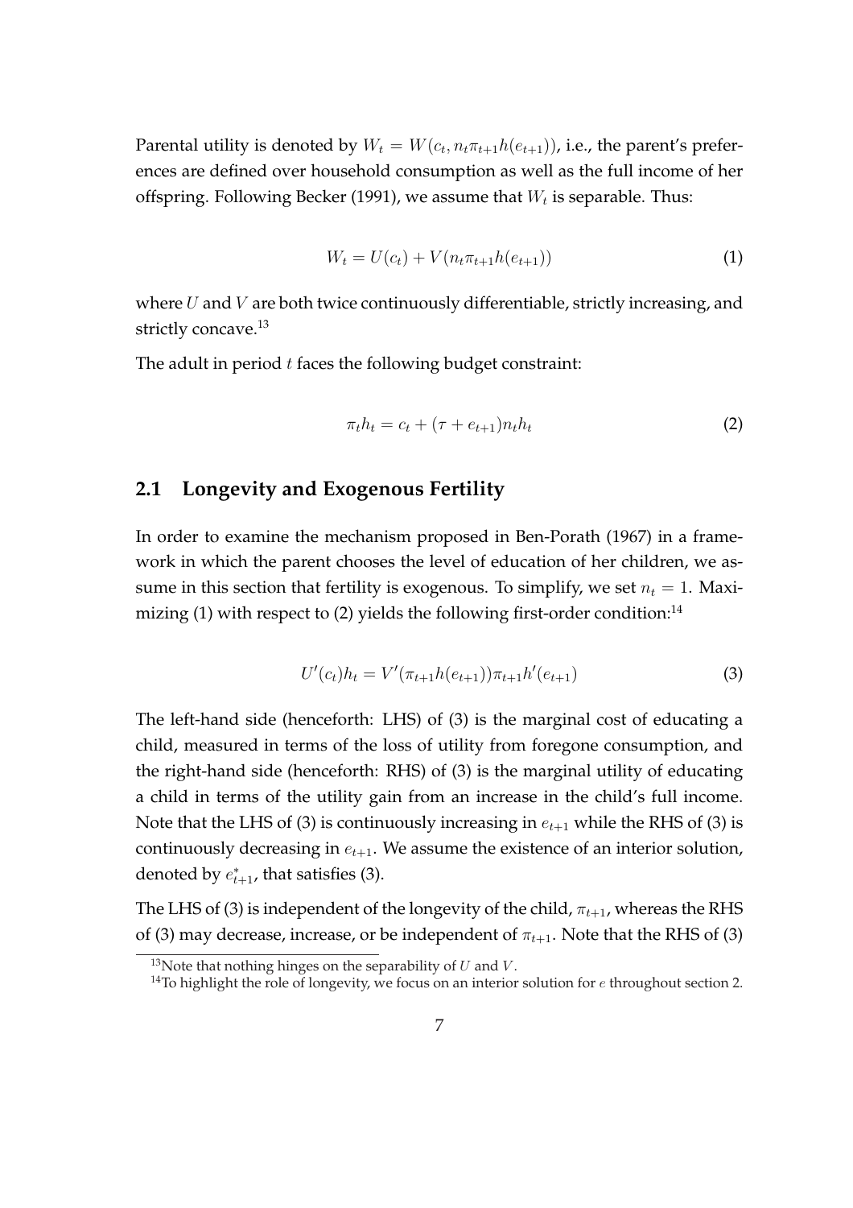Parental utility is denoted by $W_t = W(c_t, n_t\pi_{t+1}h(e_{t+1}))$, i.e., the parent's preferences are defined over household consumption as well as the full income of her offspring. Following Becker (1991), we assume that $W_t$ is separable. Thus:

$$W_t = U(c_t) + V(n_t\pi_{t+1}h(e_{t+1})) \tag{1}$$

where $U$ and $V$ are both twice continuously differentiable, strictly increasing, and strictly concave.[13]

The adult in period $t$ faces the following budget constraint:

$$\pi_t h_t = c_t + (\tau + e_{t+1})n_t h_t \tag{2}$$

## 2.1 Longevity and Exogenous Fertility

In order to examine the mechanism proposed in Ben-Porath (1967) in a framework in which the parent chooses the level of education of her children, we assume in this section that fertility is exogenous. To simplify, we set $n_t = 1$. Maximizing (1) with respect to (2) yields the following first-order condition:[14]

$$U'(c_t)h_t = V'(\pi_{t+1}h(e_{t+1}))\pi_{t+1}h'(e_{t+1}) \tag{3}$$

The left-hand side (henceforth: LHS) of (3) is the marginal cost of educating a child, measured in terms of the loss of utility from foregone consumption, and the right-hand side (henceforth: RHS) of (3) is the marginal utility of educating a child in terms of the utility gain from an increase in the child's full income. Note that the LHS of (3) is continuously increasing in $e_{t+1}$ while the RHS of (3) is continuously decreasing in $e_{t+1}$. We assume the existence of an interior solution, denoted by $e^*_{t+1}$, that satisfies (3).

The LHS of (3) is independent of the longevity of the child, $\pi_{t+1}$, whereas the RHS of (3) may decrease, increase, or be independent of $\pi_{t+1}$. Note that the RHS of (3)

[13] Note that nothing hinges on the separability of $U$ and $V$.

[14] To highlight the role of longevity, we focus on an interior solution for $e$ throughout section 2.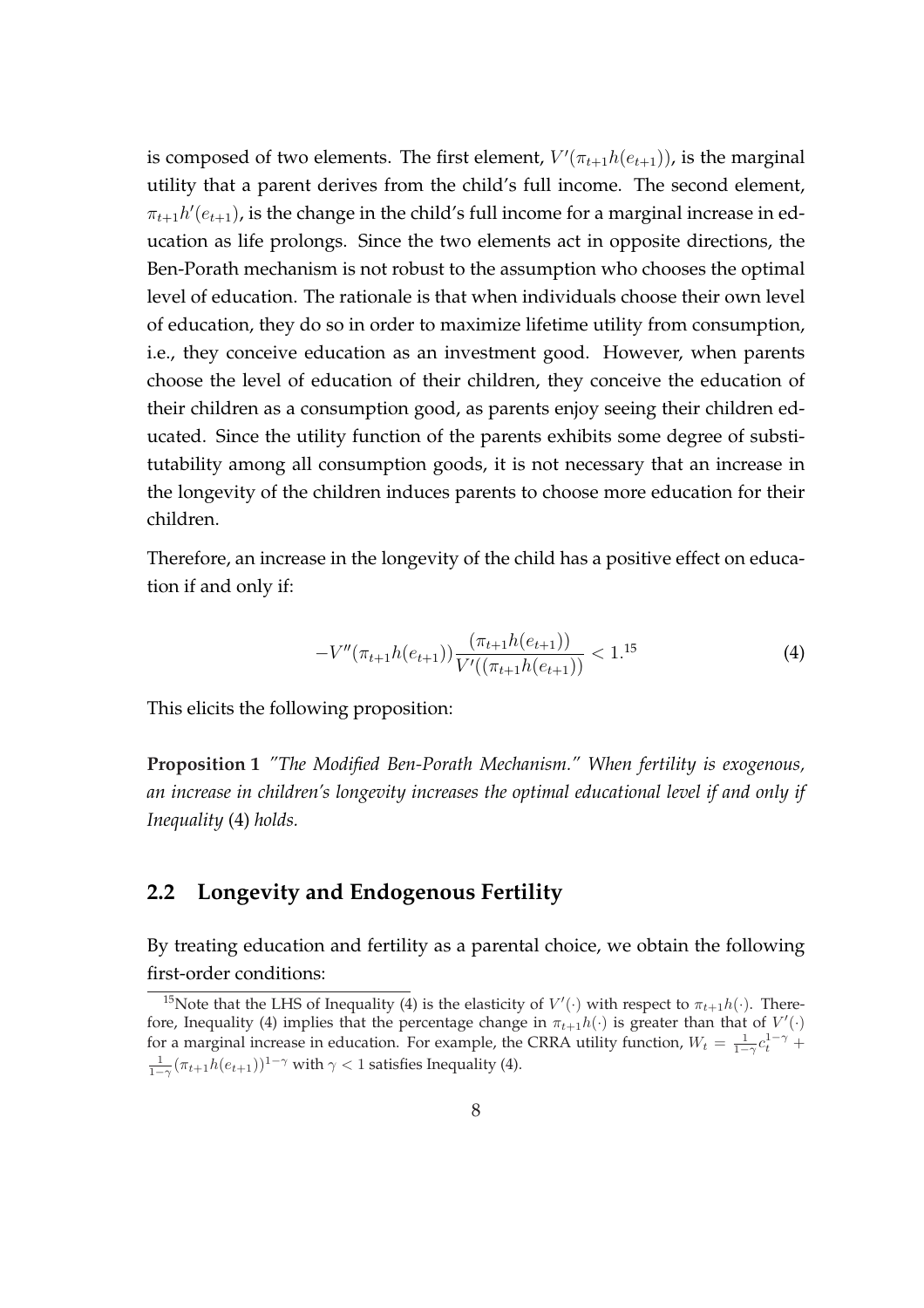is composed of two elements. The first element, $V'(\pi_{t+1}h(e_{t+1}))$, is the marginal utility that a parent derives from the child's full income. The second element, $\pi_{t+1}h'(e_{t+1})$, is the change in the child's full income for a marginal increase in education as life prolongs. Since the two elements act in opposite directions, the Ben-Porath mechanism is not robust to the assumption who chooses the optimal level of education. The rationale is that when individuals choose their own level of education, they do so in order to maximize lifetime utility from consumption, i.e., they conceive education as an investment good. However, when parents choose the level of education of their children, they conceive the education of their children as a consumption good, as parents enjoy seeing their children educated. Since the utility function of the parents exhibits some degree of substitutability among all consumption goods, it is not necessary that an increase in the longevity of the children induces parents to choose more education for their children.

Therefore, an increase in the longevity of the child has a positive effect on education if and only if:

$$-V''(\pi_{t+1}h(e_{t+1}))\frac{(\pi_{t+1}h(e_{t+1}))}{V'((\pi_{t+1}h(e_{t+1}))} < 1.\text{[15]} \tag{4}$$

This elicits the following proposition:

**Proposition 1** *"The Modified Ben-Porath Mechanism." When fertility is exogenous, an increase in children's longevity increases the optimal educational level if and only if Inequality* (4) *holds.*

## 2.2 Longevity and Endogenous Fertility

By treating education and fertility as a parental choice, we obtain the following first-order conditions:

[15] Note that the LHS of Inequality (4) is the elasticity of $V'(\cdot)$ with respect to $\pi_{t+1}h(\cdot)$. Therefore, Inequality (4) implies that the percentage change in $\pi_{t+1}h(\cdot)$ is greater than that of $V'(\cdot)$ for a marginal increase in education. For example, the CRRA utility function, $W_t = \frac{1}{1-\gamma}c_t^{1-\gamma} + \frac{1}{1-\gamma}(\pi_{t+1}h(e_{t+1}))^{1-\gamma}$ with $\gamma < 1$ satisfies Inequality (4).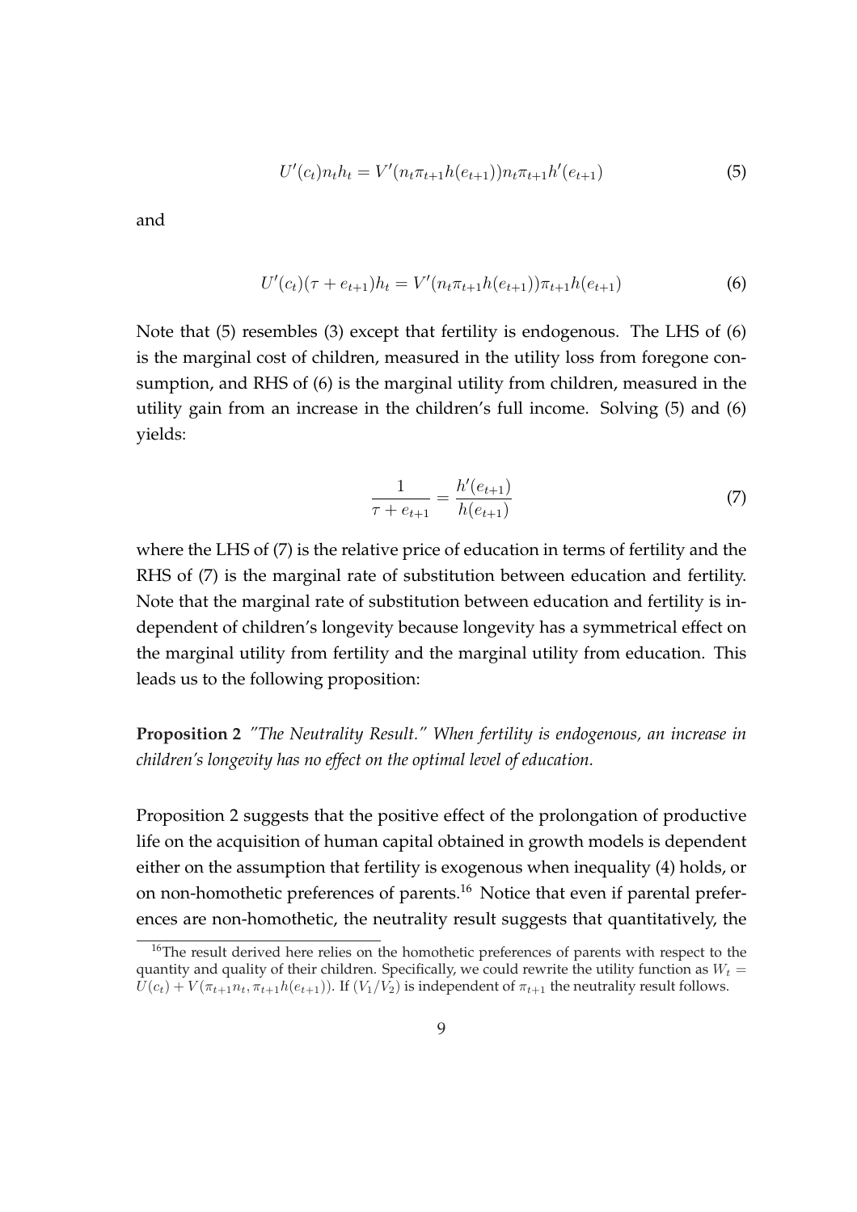$$U'(c_t)n_t h_t = V'(n_t \pi_{t+1} h(e_{t+1}))n_t \pi_{t+1} h'(e_{t+1}) \tag{5}$$

and

$$U'(c_t)(\tau + e_{t+1})h_t = V'(n_t \pi_{t+1} h(e_{t+1}))\pi_{t+1} h(e_{t+1}) \tag{6}$$

Note that (5) resembles (3) except that fertility is endogenous. The LHS of (6) is the marginal cost of children, measured in the utility loss from foregone consumption, and RHS of (6) is the marginal utility from children, measured in the utility gain from an increase in the children's full income. Solving (5) and (6) yields:

$$\frac{1}{\tau + e_{t+1}} = \frac{h'(e_{t+1})}{h(e_{t+1})} \tag{7}$$

where the LHS of (7) is the relative price of education in terms of fertility and the RHS of (7) is the marginal rate of substitution between education and fertility. Note that the marginal rate of substitution between education and fertility is independent of children's longevity because longevity has a symmetrical effect on the marginal utility from fertility and the marginal utility from education. This leads us to the following proposition:

**Proposition 2** *"The Neutrality Result." When fertility is endogenous, an increase in children's longevity has no effect on the optimal level of education.*

Proposition 2 suggests that the positive effect of the prolongation of productive life on the acquisition of human capital obtained in growth models is dependent either on the assumption that fertility is exogenous when inequality (4) holds, or on non-homothetic preferences of parents.[16] Notice that even if parental preferences are non-homothetic, the neutrality result suggests that quantitatively, the

[16] The result derived here relies on the homothetic preferences of parents with respect to the quantity and quality of their children. Specifically, we could rewrite the utility function as $W_t = U(c_t) + V(\pi_{t+1}n_t, \pi_{t+1}h(e_{t+1}))$. If $(V_1/V_2)$ is independent of $\pi_{t+1}$ the neutrality result follows.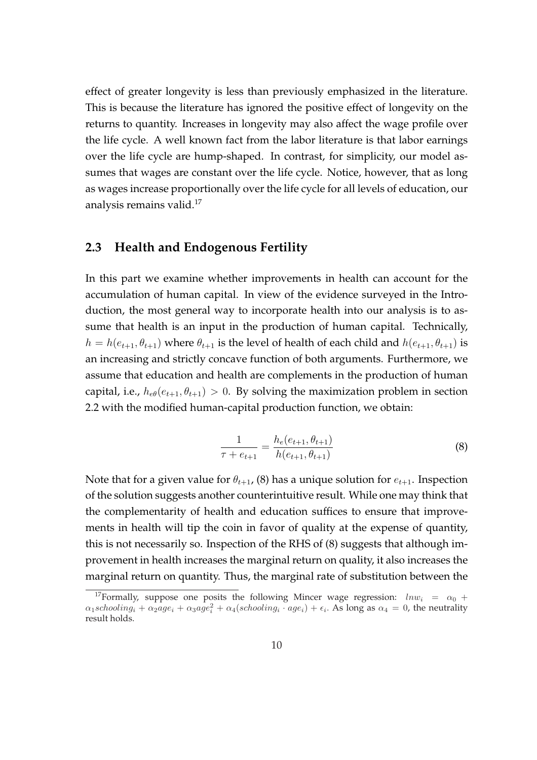effect of greater longevity is less than previously emphasized in the literature. This is because the literature has ignored the positive effect of longevity on the returns to quantity. Increases in longevity may also affect the wage profile over the life cycle. A well known fact from the labor literature is that labor earnings over the life cycle are hump-shaped. In contrast, for simplicity, our model assumes that wages are constant over the life cycle. Notice, however, that as long as wages increase proportionally over the life cycle for all levels of education, our analysis remains valid.[17]

### 2.3 Health and Endogenous Fertility

In this part we examine whether improvements in health can account for the accumulation of human capital. In view of the evidence surveyed in the Introduction, the most general way to incorporate health into our analysis is to assume that health is an input in the production of human capital. Technically, $h = h(e_{t+1}, \theta_{t+1})$ where $\theta_{t+1}$ is the level of health of each child and $h(e_{t+1}, \theta_{t+1})$ is an increasing and strictly concave function of both arguments. Furthermore, we assume that education and health are complements in the production of human capital, i.e., $h_{e\theta}(e_{t+1}, \theta_{t+1}) > 0$. By solving the maximization problem in section 2.2 with the modified human-capital production function, we obtain:

$$\frac{1}{\tau + e_{t+1}} = \frac{h_e(e_{t+1}, \theta_{t+1})}{h(e_{t+1}, \theta_{t+1})} \tag{8}$$

Note that for a given value for $\theta_{t+1}$, (8) has a unique solution for $e_{t+1}$. Inspection of the solution suggests another counterintuitive result. While one may think that the complementarity of health and education suffices to ensure that improvements in health will tip the coin in favor of quality at the expense of quantity, this is not necessarily so. Inspection of the RHS of (8) suggests that although improvement in health increases the marginal return on quality, it also increases the marginal return on quantity. Thus, the marginal rate of substitution between the

[17] Formally, suppose one posits the following Mincer wage regression: $lnw_i = \alpha_0 + \alpha_1 schooling_i + \alpha_2 age_i + \alpha_3 age_i^2 + \alpha_4 (schooling_i \cdot age_i) + \epsilon_i$. As long as $\alpha_4 = 0$, the neutrality result holds.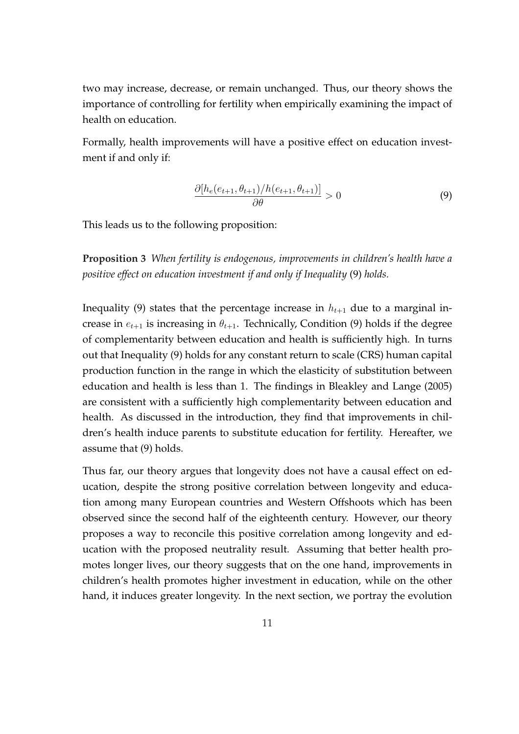two may increase, decrease, or remain unchanged. Thus, our theory shows the importance of controlling for fertility when empirically examining the impact of health on education.

Formally, health improvements will have a positive effect on education investment if and only if:

$$\frac{\partial [h_e(e_{t+1}, \theta_{t+1})/h(e_{t+1}, \theta_{t+1})]}{\partial \theta} > 0 \tag{9}$$

This leads us to the following proposition:

**Proposition 3** *When fertility is endogenous, improvements in children's health have a positive effect on education investment if and only if Inequality* (9) *holds.*

Inequality (9) states that the percentage increase in $h_{t+1}$ due to a marginal increase in $e_{t+1}$ is increasing in $\theta_{t+1}$. Technically, Condition (9) holds if the degree of complementarity between education and health is sufficiently high. In turns out that Inequality (9) holds for any constant return to scale (CRS) human capital production function in the range in which the elasticity of substitution between education and health is less than 1. The findings in Bleakley and Lange (2005) are consistent with a sufficiently high complementarity between education and health. As discussed in the introduction, they find that improvements in children's health induce parents to substitute education for fertility. Hereafter, we assume that (9) holds.

Thus far, our theory argues that longevity does not have a causal effect on education, despite the strong positive correlation between longevity and education among many European countries and Western Offshoots which has been observed since the second half of the eighteenth century. However, our theory proposes a way to reconcile this positive correlation among longevity and education with the proposed neutrality result. Assuming that better health promotes longer lives, our theory suggests that on the one hand, improvements in children's health promotes higher investment in education, while on the other hand, it induces greater longevity. In the next section, we portray the evolution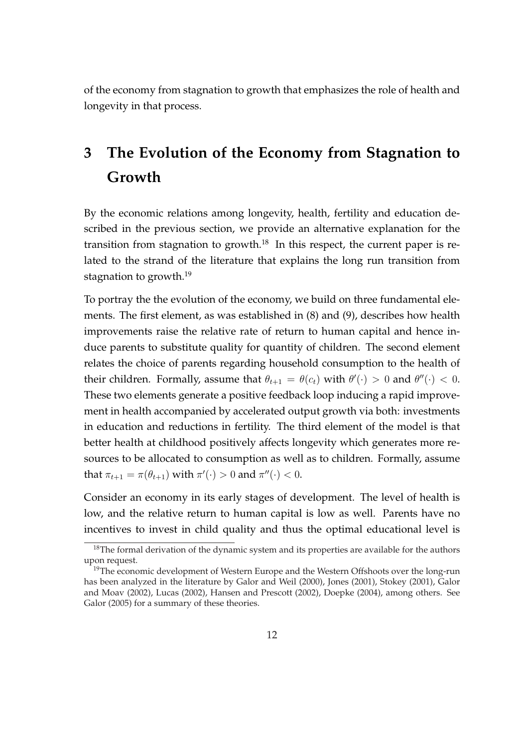of the economy from stagnation to growth that emphasizes the role of health and longevity in that process.

# 3 The Evolution of the Economy from Stagnation to Growth

By the economic relations among longevity, health, fertility and education described in the previous section, we provide an alternative explanation for the transition from stagnation to growth.[18] In this respect, the current paper is related to the strand of the literature that explains the long run transition from stagnation to growth.[19]

To portray the the evolution of the economy, we build on three fundamental elements. The first element, as was established in (8) and (9), describes how health improvements raise the relative rate of return to human capital and hence induce parents to substitute quality for quantity of children. The second element relates the choice of parents regarding household consumption to the health of their children. Formally, assume that $\theta_{t+1} = \theta(c_t)$ with $\theta'(\cdot) > 0$ and $\theta''(\cdot) < 0$. These two elements generate a positive feedback loop inducing a rapid improvement in health accompanied by accelerated output growth via both: investments in education and reductions in fertility. The third element of the model is that better health at childhood positively affects longevity which generates more resources to be allocated to consumption as well as to children. Formally, assume that $\pi_{t+1} = \pi(\theta_{t+1})$ with $\pi'(\cdot) > 0$ and $\pi''(\cdot) < 0$.

Consider an economy in its early stages of development. The level of health is low, and the relative return to human capital is low as well. Parents have no incentives to invest in child quality and thus the optimal educational level is

[18] The formal derivation of the dynamic system and its properties are available for the authors upon request.

[19] The economic development of Western Europe and the Western Offshoots over the long-run has been analyzed in the literature by Galor and Weil (2000), Jones (2001), Stokey (2001), Galor and Moav (2002), Lucas (2002), Hansen and Prescott (2002), Doepke (2004), among others. See Galor (2005) for a summary of these theories.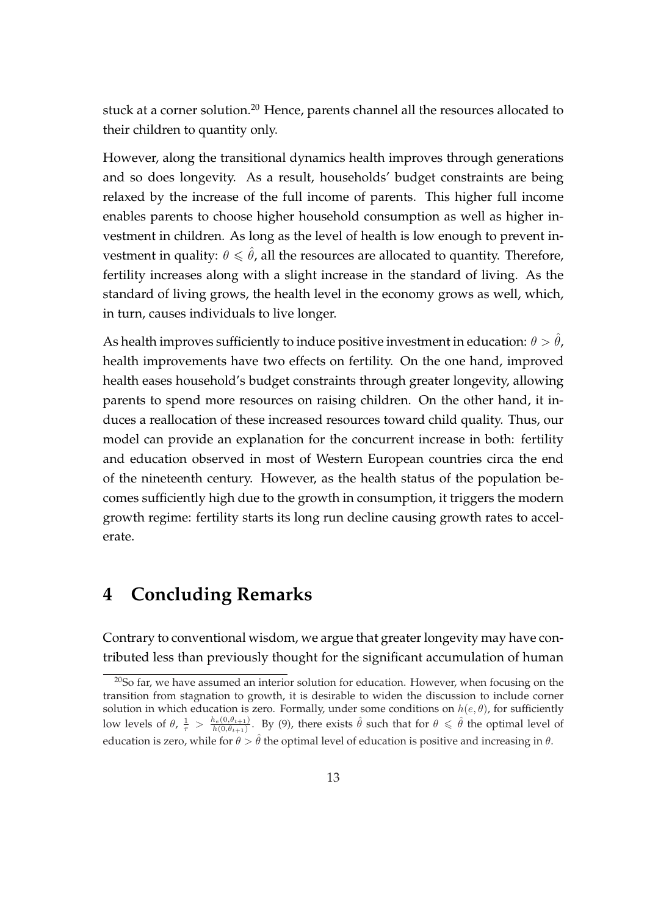stuck at a corner solution.[20] Hence, parents channel all the resources allocated to their children to quantity only.

However, along the transitional dynamics health improves through generations and so does longevity. As a result, households' budget constraints are being relaxed by the increase of the full income of parents. This higher full income enables parents to choose higher household consumption as well as higher investment in children. As long as the level of health is low enough to prevent investment in quality: $\theta \leqslant \hat{\theta}$, all the resources are allocated to quantity. Therefore, fertility increases along with a slight increase in the standard of living. As the standard of living grows, the health level in the economy grows as well, which, in turn, causes individuals to live longer.

As health improves sufficiently to induce positive investment in education: $\theta > \hat{\theta}$, health improvements have two effects on fertility. On the one hand, improved health eases household's budget constraints through greater longevity, allowing parents to spend more resources on raising children. On the other hand, it induces a reallocation of these increased resources toward child quality. Thus, our model can provide an explanation for the concurrent increase in both: fertility and education observed in most of Western European countries circa the end of the nineteenth century. However, as the health status of the population becomes sufficiently high due to the growth in consumption, it triggers the modern growth regime: fertility starts its long run decline causing growth rates to accelerate.

# 4 Concluding Remarks

Contrary to conventional wisdom, we argue that greater longevity may have contributed less than previously thought for the significant accumulation of human

[20] So far, we have assumed an interior solution for education. However, when focusing on the transition from stagnation to growth, it is desirable to widen the discussion to include corner solution in which education is zero. Formally, under some conditions on $h(e, \theta)$, for sufficiently low levels of $\theta$, $\frac{1}{\tau} > \frac{h_e(0,\theta_{t+1})}{h(0,\theta_{t+1})}$. By (9), there exists $\hat{\theta}$ such that for $\theta \leqslant \hat{\theta}$ the optimal level of education is zero, while for $\theta > \hat{\theta}$ the optimal level of education is positive and increasing in $\theta$.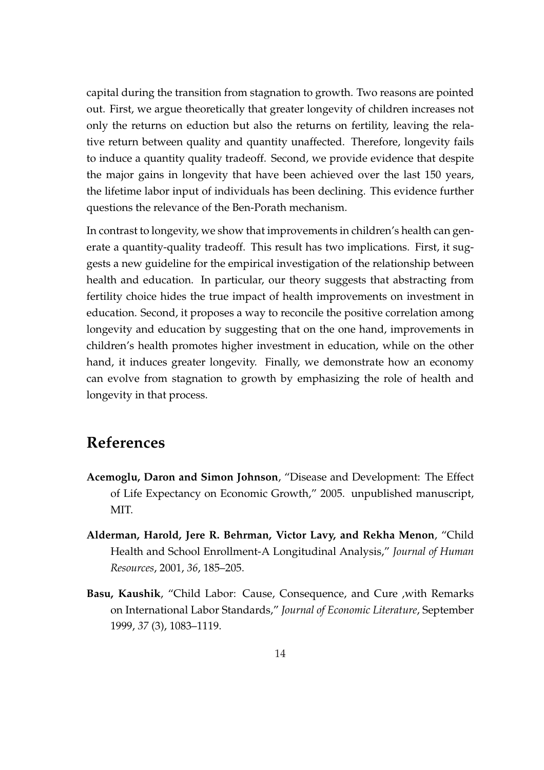capital during the transition from stagnation to growth. Two reasons are pointed out. First, we argue theoretically that greater longevity of children increases not only the returns on eduction but also the returns on fertility, leaving the relative return between quality and quantity unaffected. Therefore, longevity fails to induce a quantity quality tradeoff. Second, we provide evidence that despite the major gains in longevity that have been achieved over the last 150 years, the lifetime labor input of individuals has been declining. This evidence further questions the relevance of the Ben-Porath mechanism.

In contrast to longevity, we show that improvements in children's health can generate a quantity-quality tradeoff. This result has two implications. First, it suggests a new guideline for the empirical investigation of the relationship between health and education. In particular, our theory suggests that abstracting from fertility choice hides the true impact of health improvements on investment in education. Second, it proposes a way to reconcile the positive correlation among longevity and education by suggesting that on the one hand, improvements in children's health promotes higher investment in education, while on the other hand, it induces greater longevity. Finally, we demonstrate how an economy can evolve from stagnation to growth by emphasizing the role of health and longevity in that process.

# References

**Acemoglu, Daron and Simon Johnson**, "Disease and Development: The Effect of Life Expectancy on Economic Growth," 2005. unpublished manuscript, MIT.

**Alderman, Harold, Jere R. Behrman, Victor Lavy, and Rekha Menon**, "Child Health and School Enrollment-A Longitudinal Analysis," *Journal of Human Resources*, 2001, *36*, 185–205.

**Basu, Kaushik**, "Child Labor: Cause, Consequence, and Cure ,with Remarks on International Labor Standards," *Journal of Economic Literature*, September 1999, *37* (3), 1083–1119.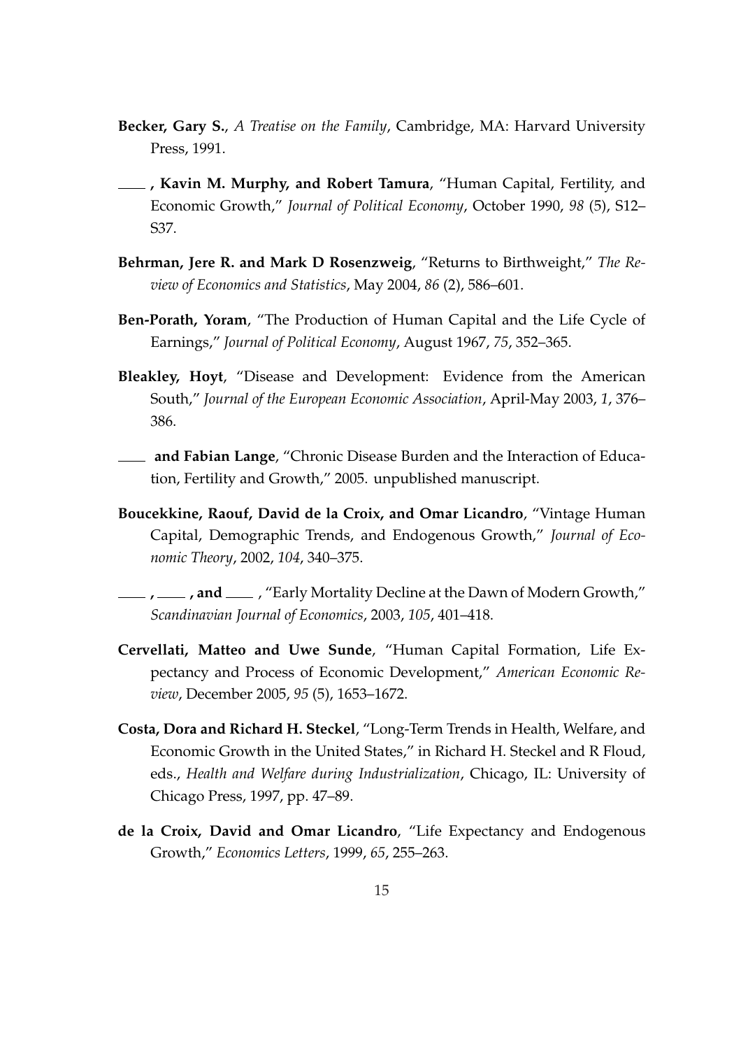**Becker, Gary S.**, *A Treatise on the Family*, Cambridge, MA: Harvard University Press, 1991.

\_\_\_\_ **, Kavin M. Murphy, and Robert Tamura**, "Human Capital, Fertility, and Economic Growth," *Journal of Political Economy*, October 1990, *98* (5), S12–S37.

**Behrman, Jere R. and Mark D Rosenzweig**, "Returns to Birthweight," *The Review of Economics and Statistics*, May 2004, *86* (2), 586–601.

**Ben-Porath, Yoram**, "The Production of Human Capital and the Life Cycle of Earnings," *Journal of Political Economy*, August 1967, *75*, 352–365.

**Bleakley, Hoyt**, "Disease and Development: Evidence from the American South," *Journal of the European Economic Association*, April-May 2003, *1*, 376–386.

\_\_\_\_ **and Fabian Lange**, "Chronic Disease Burden and the Interaction of Education, Fertility and Growth," 2005. unpublished manuscript.

**Boucekkine, Raouf, David de la Croix, and Omar Licandro**, "Vintage Human Capital, Demographic Trends, and Endogenous Growth," *Journal of Economic Theory*, 2002, *104*, 340–375.

\_\_\_\_ **,** \_\_\_\_ **, and** \_\_\_\_ , "Early Mortality Decline at the Dawn of Modern Growth," *Scandinavian Journal of Economics*, 2003, *105*, 401–418.

**Cervellati, Matteo and Uwe Sunde**, "Human Capital Formation, Life Expectancy and Process of Economic Development," *American Economic Review*, December 2005, *95* (5), 1653–1672.

**Costa, Dora and Richard H. Steckel**, "Long-Term Trends in Health, Welfare, and Economic Growth in the United States," in Richard H. Steckel and R Floud, eds., *Health and Welfare during Industrialization*, Chicago, IL: University of Chicago Press, 1997, pp. 47–89.

**de la Croix, David and Omar Licandro**, "Life Expectancy and Endogenous Growth," *Economics Letters*, 1999, *65*, 255–263.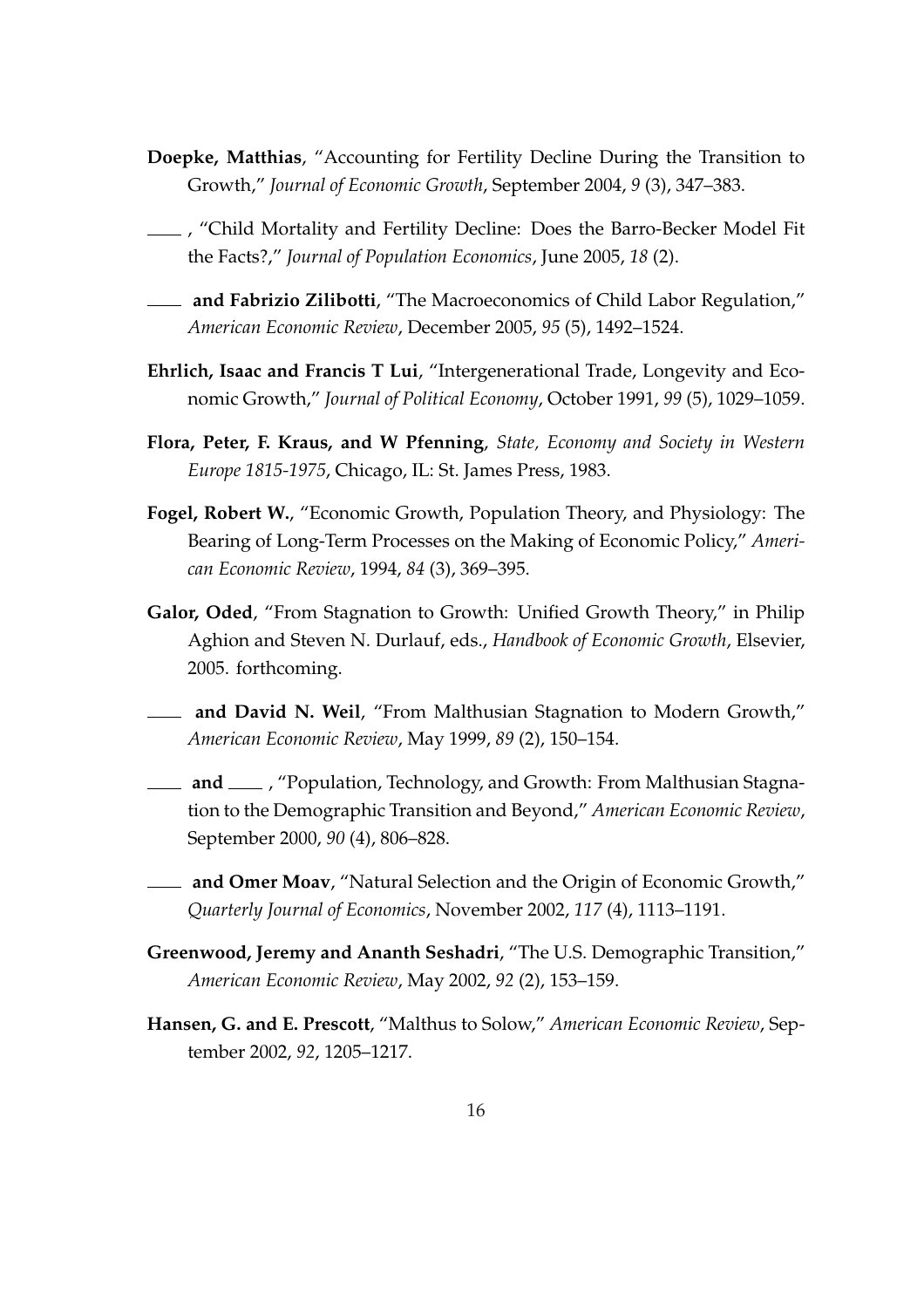**Doepke, Matthias**, "Accounting for Fertility Decline During the Transition to Growth," *Journal of Economic Growth*, September 2004, *9* (3), 347–383.

\_\_\_\_, "Child Mortality and Fertility Decline: Does the Barro-Becker Model Fit the Facts?," *Journal of Population Economics*, June 2005, *18* (2).

\_\_\_\_ **and Fabrizio Zilibotti**, "The Macroeconomics of Child Labor Regulation," *American Economic Review*, December 2005, *95* (5), 1492–1524.

**Ehrlich, Isaac and Francis T Lui**, "Intergenerational Trade, Longevity and Economic Growth," *Journal of Political Economy*, October 1991, *99* (5), 1029–1059.

**Flora, Peter, F. Kraus, and W Pfenning**, *State, Economy and Society in Western Europe 1815-1975*, Chicago, IL: St. James Press, 1983.

**Fogel, Robert W.**, "Economic Growth, Population Theory, and Physiology: The Bearing of Long-Term Processes on the Making of Economic Policy," *American Economic Review*, 1994, *84* (3), 369–395.

**Galor, Oded**, "From Stagnation to Growth: Unified Growth Theory," in Philip Aghion and Steven N. Durlauf, eds., *Handbook of Economic Growth*, Elsevier, 2005. forthcoming.

\_\_\_\_ **and David N. Weil**, "From Malthusian Stagnation to Modern Growth," *American Economic Review*, May 1999, *89* (2), 150–154.

\_\_\_\_ **and** \_\_\_\_, "Population, Technology, and Growth: From Malthusian Stagnation to the Demographic Transition and Beyond," *American Economic Review*, September 2000, *90* (4), 806–828.

\_\_\_\_ **and Omer Moav**, "Natural Selection and the Origin of Economic Growth," *Quarterly Journal of Economics*, November 2002, *117* (4), 1113–1191.

**Greenwood, Jeremy and Ananth Seshadri**, "The U.S. Demographic Transition," *American Economic Review*, May 2002, *92* (2), 153–159.

**Hansen, G. and E. Prescott**, "Malthus to Solow," *American Economic Review*, September 2002, *92*, 1205–1217.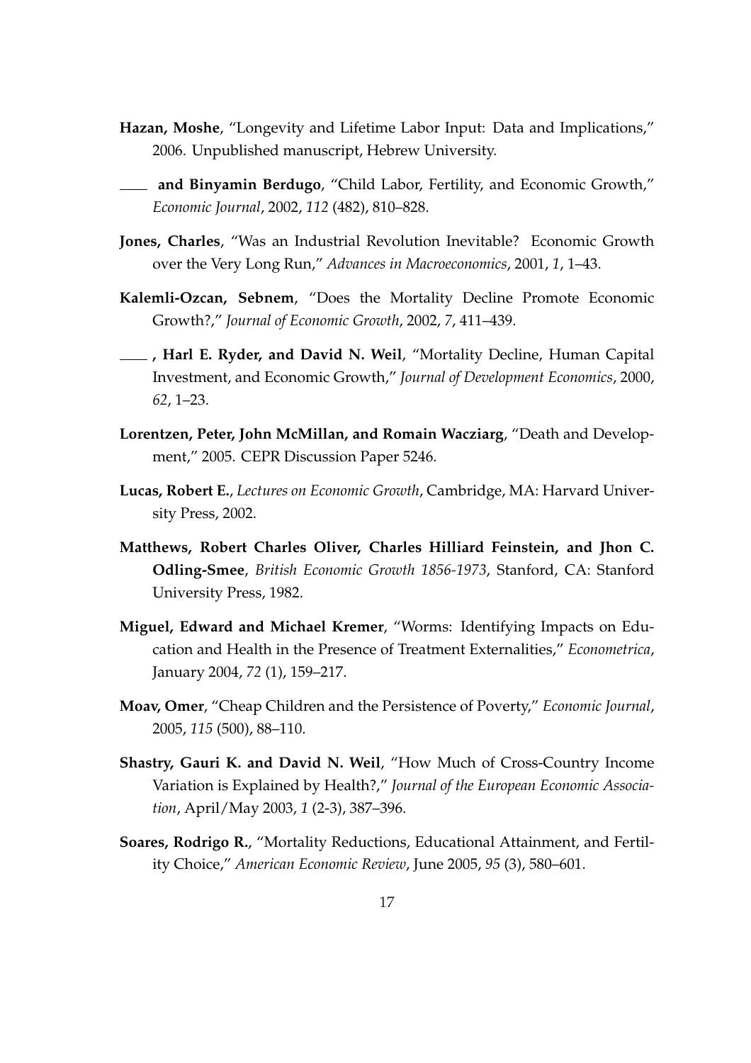**Hazan, Moshe**, "Longevity and Lifetime Labor Input: Data and Implications," 2006. Unpublished manuscript, Hebrew University.

\_\_\_\_ **and Binyamin Berdugo**, "Child Labor, Fertility, and Economic Growth," *Economic Journal*, 2002, *112* (482), 810–828.

**Jones, Charles**, "Was an Industrial Revolution Inevitable? Economic Growth over the Very Long Run," *Advances in Macroeconomics*, 2001, *1*, 1–43.

**Kalemli-Ozcan, Sebnem**, "Does the Mortality Decline Promote Economic Growth?," *Journal of Economic Growth*, 2002, *7*, 411–439.

\_\_\_\_ **, Harl E. Ryder, and David N. Weil**, "Mortality Decline, Human Capital Investment, and Economic Growth," *Journal of Development Economics*, 2000, *62*, 1–23.

**Lorentzen, Peter, John McMillan, and Romain Wacziarg**, "Death and Development," 2005. CEPR Discussion Paper 5246.

**Lucas, Robert E.**, *Lectures on Economic Growth*, Cambridge, MA: Harvard University Press, 2002.

**Matthews, Robert Charles Oliver, Charles Hilliard Feinstein, and Jhon C. Odling-Smee**, *British Economic Growth 1856-1973*, Stanford, CA: Stanford University Press, 1982.

**Miguel, Edward and Michael Kremer**, "Worms: Identifying Impacts on Education and Health in the Presence of Treatment Externalities," *Econometrica*, January 2004, *72* (1), 159–217.

**Moav, Omer**, "Cheap Children and the Persistence of Poverty," *Economic Journal*, 2005, *115* (500), 88–110.

**Shastry, Gauri K. and David N. Weil**, "How Much of Cross-Country Income Variation is Explained by Health?," *Journal of the European Economic Association*, April/May 2003, *1* (2-3), 387–396.

**Soares, Rodrigo R.**, "Mortality Reductions, Educational Attainment, and Fertility Choice," *American Economic Review*, June 2005, *95* (3), 580–601.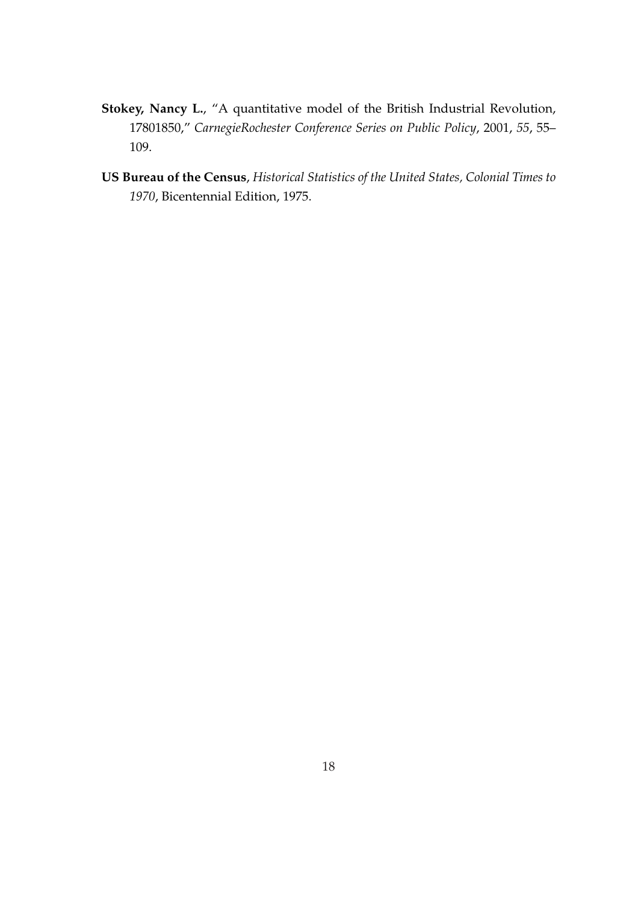**Stokey, Nancy L.**, "A quantitative model of the British Industrial Revolution, 17801850," *CarnegieRochester Conference Series on Public Policy*, 2001, *55*, 55–109.

**US Bureau of the Census**, *Historical Statistics of the United States, Colonial Times to 1970*, Bicentennial Edition, 1975.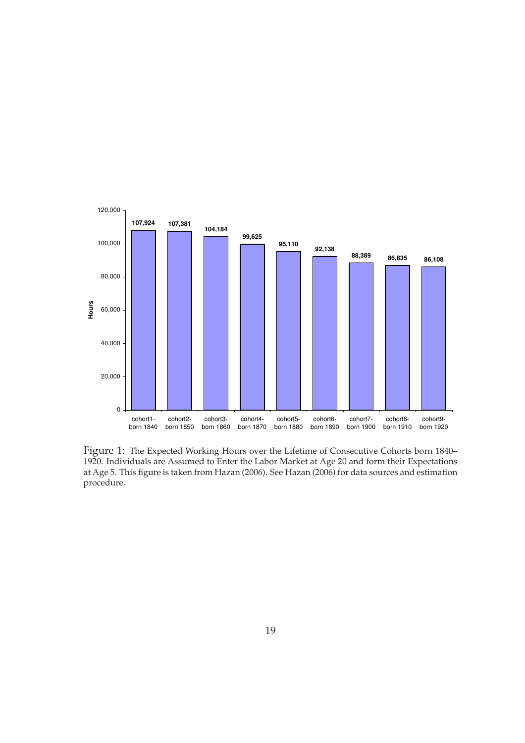120,000
100,000
80,000
60,000
40,000
20,000
0

Hours

107,924
107,381
104,184
99,625
95,110
92,138
88,389
86,835
86,108

cohort1-born 1840
cohort2-born 1850
cohort3-born 1860
cohort4-born 1870
cohort5-born 1880
cohort6-born 1890
cohort7-born 1900
cohort8-born 1910
cohort9-born 1920

Figure 1: The Expected Working Hours over the Lifetime of Consecutive Cohorts born 1840–1920. Individuals are Assumed to Enter the Labor Market at Age 20 and form their Expectations at Age 5. This figure is taken from Hazan (2006). See Hazan (2006) for data sources and estimation procedure.